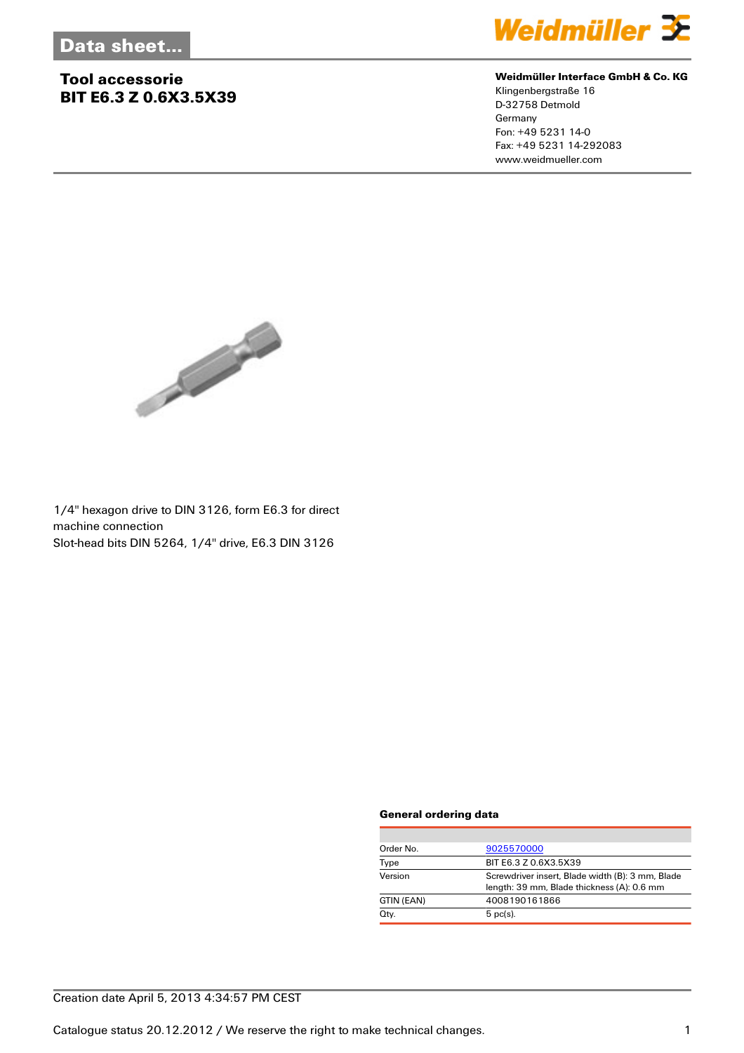Data sheet...

# Tool accessorie
# BIT E6.3 Z 0.6X3.5X39

**Weidmüller Interface GmbH & Co. KG**
Klingenbergstraße 16
D-32758 Detmold
Germany
Fon: +49 5231 14-0
Fax: +49 5231 14-292083
www.weidmueller.com

1/4" hexagon drive to DIN 3126, form E6.3 for direct machine connection
Slot-head bits DIN 5264, 1/4" drive, E6.3 DIN 3126

### General ordering data

| | |
|---|---|
| Order No. | 9025570000 |
| Type | BIT E6.3 Z 0.6X3.5X39 |
| Version | Screwdriver insert, Blade width (B): 3 mm, Blade length: 39 mm, Blade thickness (A): 0.6 mm |
| GTIN (EAN) | 4008190161866 |
| Qty. | 5 pc(s). |

Creation date April 5, 2013 4:34:57 PM CEST

Catalogue status 20.12.2012 / We reserve the right to make technical changes.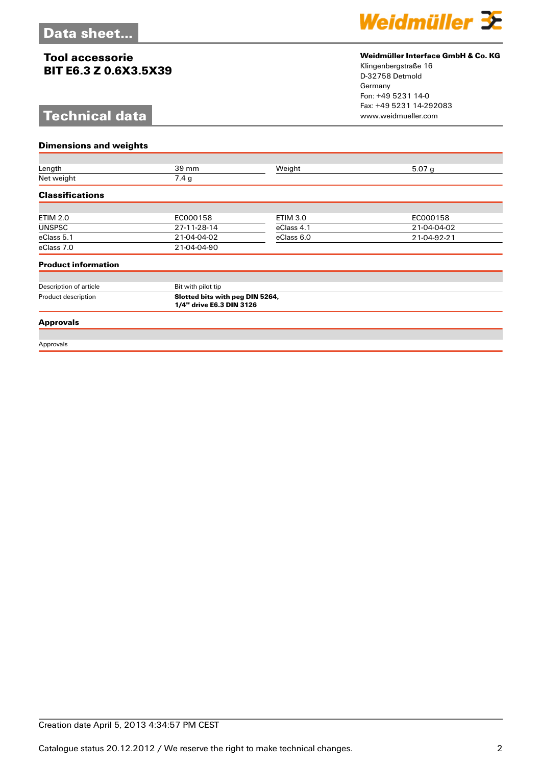# Data sheet...

## Tool accessorie
## BIT E6.3 Z 0.6X3.5X39

**Weidmüller Interface GmbH & Co. KG**
Klingenbergstraße 16
D-32758 Detmold
Germany
Fon: +49 5231 14-0
Fax: +49 5231 14-292083
www.weidmueller.com

# Technical data

### Dimensions and weights

| | | | |
|---|---|---|---|
| Length | 39 mm | Weight | 5.07 g |
| Net weight | 7.4 g | | |

### Classifications

| | | | |
|---|---|---|---|
| ETIM 2.0 | EC000158 | ETIM 3.0 | EC000158 |
| UNSPSC | 27-11-28-14 | eClass 4.1 | 21-04-04-02 |
| eClass 5.1 | 21-04-04-02 | eClass 6.0 | 21-04-92-21 |
| eClass 7.0 | 21-04-04-90 | | |

### Product information

| | |
|---|---|
| Description of article | Bit with pilot tip |
| Product description | **Slotted bits with peg DIN 5264, 1/4" drive E6.3 DIN 3126** |

### Approvals

| | |
|---|---|
| Approvals | |

Creation date April 5, 2013 4:34:57 PM CEST

Catalogue status 20.12.2012 / We reserve the right to make technical changes.